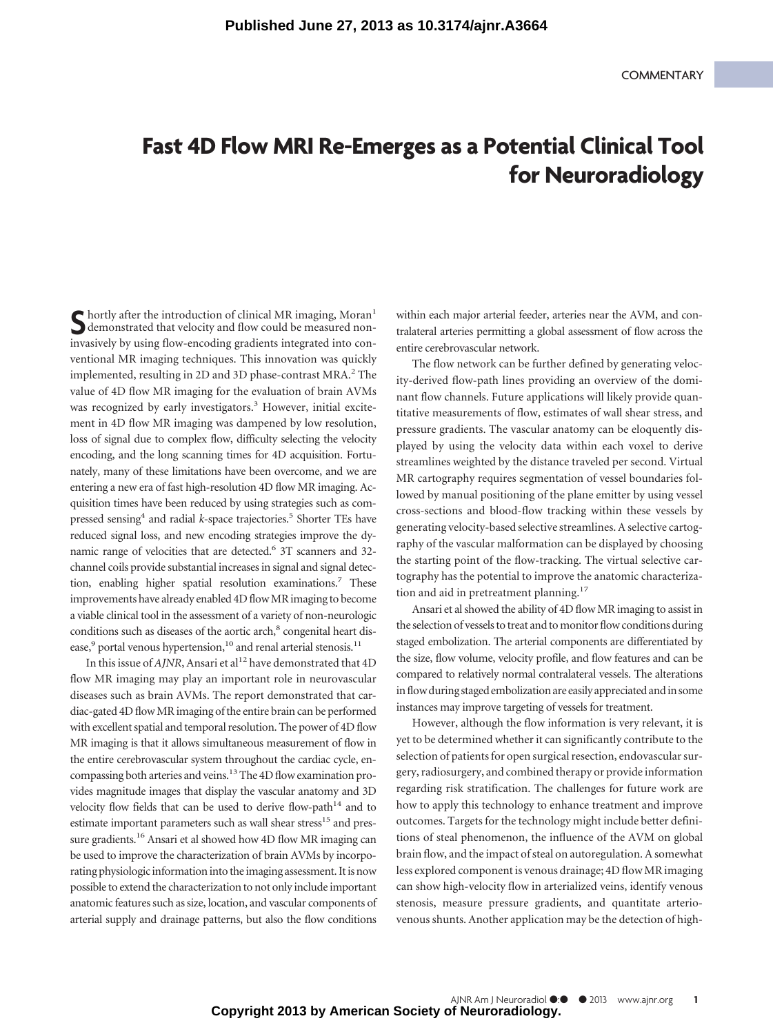COMMENTARY

# Fast 4D Flow MRI Re-Emerges as a Potential Clinical Tool for Neuroradiology

Shortly after the introduction of clinical MR imaging, Moran[1] demonstrated that velocity and flow could be measured noninvasively by using flow-encoding gradients integrated into conventional MR imaging techniques. This innovation was quickly implemented, resulting in 2D and 3D phase-contrast MRA.[2] The value of 4D flow MR imaging for the evaluation of brain AVMs was recognized by early investigators.[3] However, initial excitement in 4D flow MR imaging was dampened by low resolution, loss of signal due to complex flow, difficulty selecting the velocity encoding, and the long scanning times for 4D acquisition. Fortunately, many of these limitations have been overcome, and we are entering a new era of fast high-resolution 4D flow MR imaging. Acquisition times have been reduced by using strategies such as compressed sensing[4] and radial *k*-space trajectories.[5] Shorter TEs have reduced signal loss, and new encoding strategies improve the dynamic range of velocities that are detected.[6] 3T scanners and 32-channel coils provide substantial increases in signal and signal detection, enabling higher spatial resolution examinations.[7] These improvements have already enabled 4D flow MR imaging to become a viable clinical tool in the assessment of a variety of non-neurologic conditions such as diseases of the aortic arch,[8] congenital heart disease,[9] portal venous hypertension,[10] and renal arterial stenosis.[11]

In this issue of *AJNR*, Ansari et al[12] have demonstrated that 4D flow MR imaging may play an important role in neurovascular diseases such as brain AVMs. The report demonstrated that cardiac-gated 4D flow MR imaging of the entire brain can be performed with excellent spatial and temporal resolution. The power of 4D flow MR imaging is that it allows simultaneous measurement of flow in the entire cerebrovascular system throughout the cardiac cycle, encompassing both arteries and veins.[13] The 4D flow examination provides magnitude images that display the vascular anatomy and 3D velocity flow fields that can be used to derive flow-path[14] and to estimate important parameters such as wall shear stress[15] and pressure gradients.[16] Ansari et al showed how 4D flow MR imaging can be used to improve the characterization of brain AVMs by incorporating physiologic information into the imaging assessment. It is now possible to extend the characterization to not only include important anatomic features such as size, location, and vascular components of arterial supply and drainage patterns, but also the flow conditions within each major arterial feeder, arteries near the AVM, and contralateral arteries permitting a global assessment of flow across the entire cerebrovascular network.

The flow network can be further defined by generating velocity-derived flow-path lines providing an overview of the dominant flow channels. Future applications will likely provide quantitative measurements of flow, estimates of wall shear stress, and pressure gradients. The vascular anatomy can be eloquently displayed by using the velocity data within each voxel to derive streamlines weighted by the distance traveled per second. Virtual MR cartography requires segmentation of vessel boundaries followed by manual positioning of the plane emitter by using vessel cross-sections and blood-flow tracking within these vessels by generating velocity-based selective streamlines. A selective cartography of the vascular malformation can be displayed by choosing the starting point of the flow-tracking. The virtual selective cartography has the potential to improve the anatomic characterization and aid in pretreatment planning.[17]

Ansari et al showed the ability of 4D flow MR imaging to assist in the selection of vessels to treat and to monitor flow conditions during staged embolization. The arterial components are differentiated by the size, flow volume, velocity profile, and flow features and can be compared to relatively normal contralateral vessels. The alterations in flow during staged embolization are easily appreciated and in some instances may improve targeting of vessels for treatment.

However, although the flow information is very relevant, it is yet to be determined whether it can significantly contribute to the selection of patients for open surgical resection, endovascular surgery, radiosurgery, and combined therapy or provide information regarding risk stratification. The challenges for future work are how to apply this technology to enhance treatment and improve outcomes. Targets for the technology might include better definitions of steal phenomenon, the influence of the AVM on global brain flow, and the impact of steal on autoregulation. A somewhat less explored component is venous drainage; 4D flow MR imaging can show high-velocity flow in arterialized veins, identify venous stenosis, measure pressure gradients, and quantitate arteriovenous shunts. Another application may be the detection of high-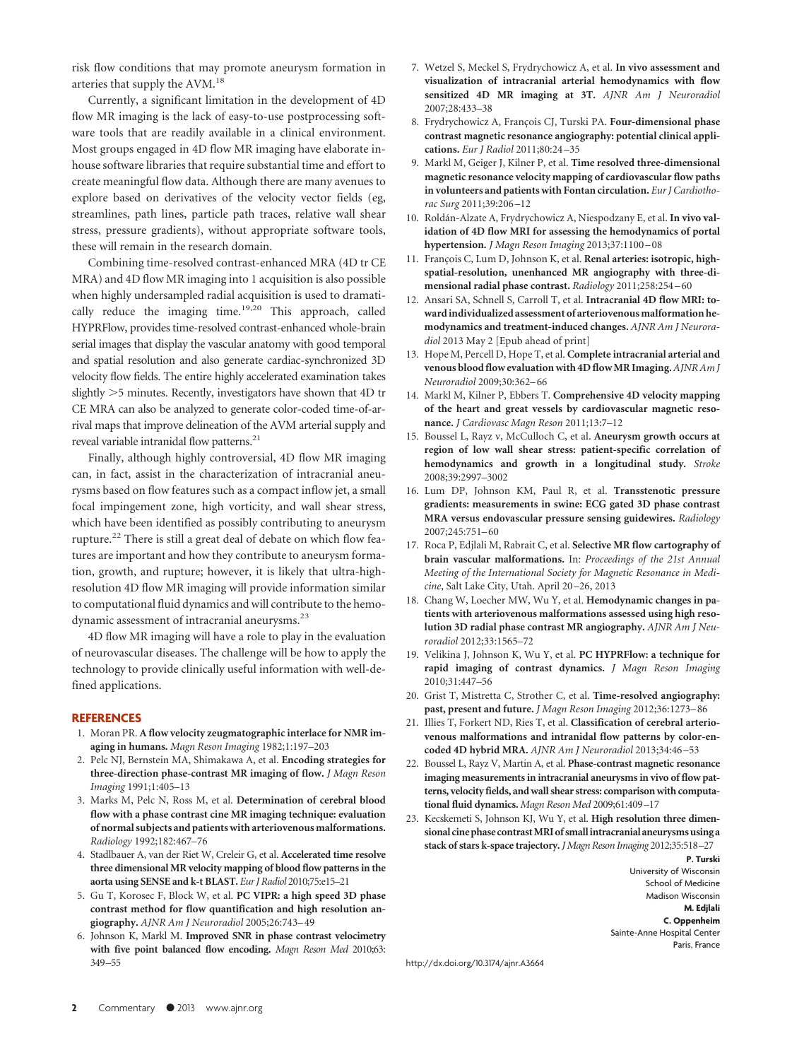risk flow conditions that may promote aneurysm formation in arteries that supply the AVM.[18]

Currently, a significant limitation in the development of 4D flow MR imaging is the lack of easy-to-use postprocessing software tools that are readily available in a clinical environment. Most groups engaged in 4D flow MR imaging have elaborate in-house software libraries that require substantial time and effort to create meaningful flow data. Although there are many avenues to explore based on derivatives of the velocity vector fields (eg, streamlines, path lines, particle path traces, relative wall shear stress, pressure gradients), without appropriate software tools, these will remain in the research domain.

Combining time-resolved contrast-enhanced MRA (4D tr CE MRA) and 4D flow MR imaging into 1 acquisition is also possible when highly undersampled radial acquisition is used to dramatically reduce the imaging time.[19,20] This approach, called HYPRFlow, provides time-resolved contrast-enhanced whole-brain serial images that display the vascular anatomy with good temporal and spatial resolution and also generate cardiac-synchronized 3D velocity flow fields. The entire highly accelerated examination takes slightly >5 minutes. Recently, investigators have shown that 4D tr CE MRA can also be analyzed to generate color-coded time-of-arrival maps that improve delineation of the AVM arterial supply and reveal variable intranidal flow patterns.[21]

Finally, although highly controversial, 4D flow MR imaging can, in fact, assist in the characterization of intracranial aneurysms based on flow features such as a compact inflow jet, a small focal impingement zone, high vorticity, and wall shear stress, which have been identified as possibly contributing to aneurysm rupture.[22] There is still a great deal of debate on which flow features are important and how they contribute to aneurysm formation, growth, and rupture; however, it is likely that ultra-high-resolution 4D flow MR imaging will provide information similar to computational fluid dynamics and will contribute to the hemodynamic assessment of intracranial aneurysms.[23]

4D flow MR imaging will have a role to play in the evaluation of neurovascular diseases. The challenge will be how to apply the technology to provide clinically useful information with well-defined applications.

## REFERENCES

1. Moran PR. **A flow velocity zeugmatographic interlace for NMR imaging in humans.** *Magn Reson Imaging* 1982;1:197–203
2. Pelc NJ, Bernstein MA, Shimakawa A, et al. **Encoding strategies for three-direction phase-contrast MR imaging of flow.** *J Magn Reson Imaging* 1991;1:405–13
3. Marks M, Pelc N, Ross M, et al. **Determination of cerebral blood flow with a phase contrast cine MR imaging technique: evaluation of normal subjects and patients with arteriovenous malformations.** *Radiology* 1992;182:467–76
4. Stadlbauer A, van der Riet W, Creleir G, et al. **Accelerated time resolve three dimensional MR velocity mapping of blood flow patterns in the aorta using SENSE and k-t BLAST.** *Eur J Radiol* 2010;75:e15–21
5. Gu T, Korosec F, Block W, et al. **PC VIPR: a high speed 3D phase contrast method for flow quantification and high resolution angiography.** *AJNR Am J Neuroradiol* 2005;26:743–49
6. Johnson K, Markl M. **Improved SNR in phase contrast velocimetry with five point balanced flow encoding.** *Magn Reson Med* 2010;63:349–55
7. Wetzel S, Meckel S, Frydrychowicz A, et al. **In vivo assessment and visualization of intracranial arterial hemodynamics with flow sensitized 4D MR imaging at 3T.** *AJNR Am J Neuroradiol* 2007;28:433–38
8. Frydrychowicz A, François CJ, Turski PA. **Four-dimensional phase contrast magnetic resonance angiography: potential clinical applications.** *Eur J Radiol* 2011;80:24–35
9. Markl M, Geiger J, Kilner P, et al. **Time resolved three-dimensional magnetic resonance velocity mapping of cardiovascular flow paths in volunteers and patients with Fontan circulation.** *Eur J Cardiothorac Surg* 2011;39:206–12
10. Roldán-Alzate A, Frydrychowicz A, Niespodzany E, et al. **In vivo validation of 4D flow MRI for assessing the hemodynamics of portal hypertension.** *J Magn Reson Imaging* 2013;37:1100–08
11. François C, Lum D, Johnson K, et al. **Renal arteries: isotropic, high-spatial-resolution, unenhanced MR angiography with three-dimensional radial phase contrast.** *Radiology* 2011;258:254–60
12. Ansari SA, Schnell S, Carroll T, et al. **Intracranial 4D flow MRI: toward individualized assessment of arteriovenous malformation hemodynamics and treatment-induced changes.** *AJNR Am J Neuroradiol* 2013 May 2 [Epub ahead of print]
13. Hope M, Percell D, Hope T, et al. **Complete intracranial arterial and venous blood flow evaluation with 4D flow MR Imaging.** *AJNR Am J Neuroradiol* 2009;30:362–66
14. Markl M, Kilner P, Ebbers T. **Comprehensive 4D velocity mapping of the heart and great vessels by cardiovascular magnetic resonance.** *J Cardiovasc Magn Reson* 2011;13:7–12
15. Boussel L, Rayz v, McCulloch C, et al. **Aneurysm growth occurs at region of low wall shear stress: patient-specific correlation of hemodynamics and growth in a longitudinal study.** *Stroke* 2008;39:2997–3002
16. Lum DP, Johnson KM, Paul R, et al. **Transstenotic pressure gradients: measurements in swine: ECG gated 3D phase contrast MRA versus endovascular pressure sensing guidewires.** *Radiology* 2007;245:751–60
17. Roca P, Edjlali M, Rabrait C, et al. **Selective MR flow cartography of brain vascular malformations.** In: *Proceedings of the 21st Annual Meeting of the International Society for Magnetic Resonance in Medicine*, Salt Lake City, Utah. April 20–26, 2013
18. Chang W, Loecher MW, Wu Y, et al. **Hemodynamic changes in patients with arteriovenous malformations assessed using high resolution 3D radial phase contrast MR angiography.** *AJNR Am J Neuroradiol* 2012;33:1565–72
19. Velikina J, Johnson K, Wu Y, et al. **PC HYPRFlow: a technique for rapid imaging of contrast dynamics.** *J Magn Reson Imaging* 2010;31:447–56
20. Grist T, Mistretta C, Strother C, et al. **Time-resolved angiography: past, present and future.** *J Magn Reson Imaging* 2012;36:1273–86
21. Illies T, Forkert ND, Ries T, et al. **Classification of cerebral arteriovenous malformations and intranidal flow patterns by color-encoded 4D hybrid MRA.** *AJNR Am J Neuroradiol* 2013;34:46–53
22. Boussel L, Rayz V, Martin A, et al. **Phase-contrast magnetic resonance imaging measurements in intracranial aneurysms in vivo of flow patterns, velocity fields, and wall shear stress: comparison with computational fluid dynamics.** *Magn Reson Med* 2009;61:409–17
23. Kecskemeti S, Johnson KJ, Wu Y, et al. **High resolution three dimensional cine phase contrast MRI of small intracranial aneurysms using a stack of stars k-space trajectory.** *J Magn Reson Imaging* 2012;35:518–27

**P. Turski**
University of Wisconsin
School of Medicine
Madison Wisconsin

**M. Edjlali**
**C. Oppenheim**
Sainte-Anne Hospital Center
Paris, France

http://dx.doi.org/10.3174/ajnr.A3664